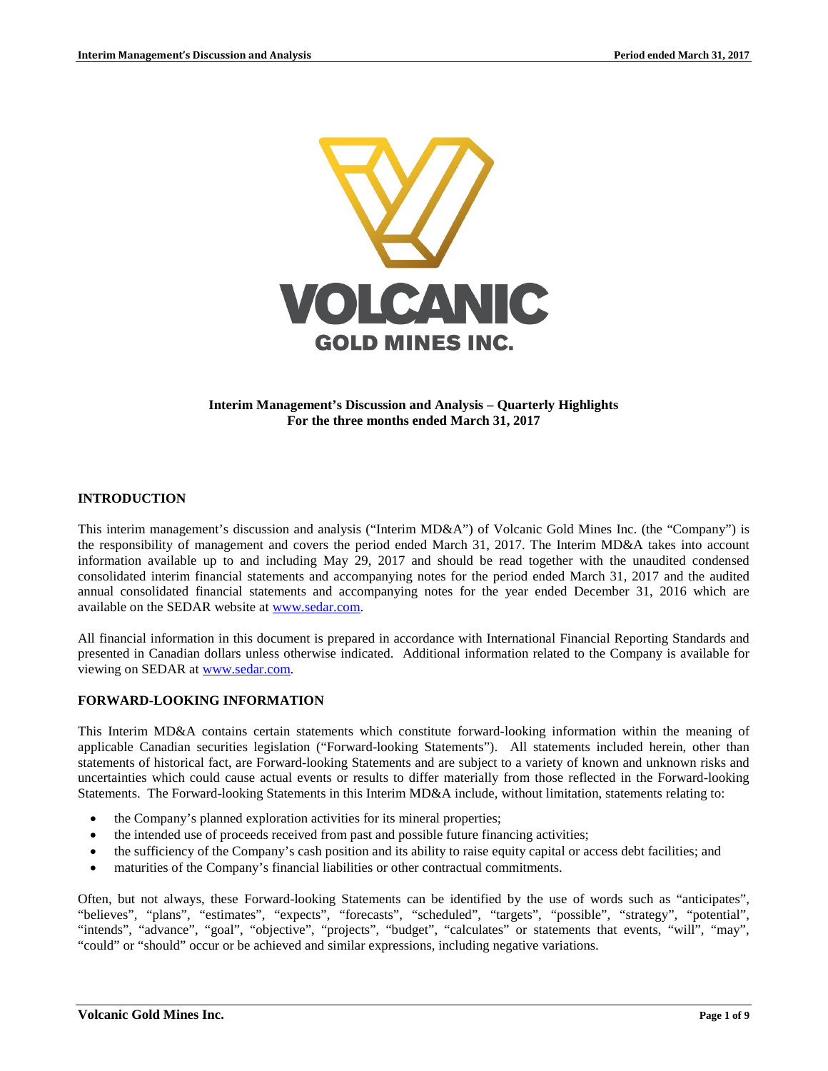**Interim Management's Discussion and Analysis – Quarterly Highlights**
**For the three months ended March 31, 2017**

## INTRODUCTION

This interim management's discussion and analysis ("Interim MD&A") of Volcanic Gold Mines Inc. (the "Company") is the responsibility of management and covers the period ended March 31, 2017. The Interim MD&A takes into account information available up to and including May 29, 2017 and should be read together with the unaudited condensed consolidated interim financial statements and accompanying notes for the period ended March 31, 2017 and the audited annual consolidated financial statements and accompanying notes for the year ended December 31, 2016 which are available on the SEDAR website at www.sedar.com.

All financial information in this document is prepared in accordance with International Financial Reporting Standards and presented in Canadian dollars unless otherwise indicated. Additional information related to the Company is available for viewing on SEDAR at www.sedar.com.

## FORWARD-LOOKING INFORMATION

This Interim MD&A contains certain statements which constitute forward-looking information within the meaning of applicable Canadian securities legislation ("Forward-looking Statements"). All statements included herein, other than statements of historical fact, are Forward-looking Statements and are subject to a variety of known and unknown risks and uncertainties which could cause actual events or results to differ materially from those reflected in the Forward-looking Statements. The Forward-looking Statements in this Interim MD&A include, without limitation, statements relating to:

- the Company's planned exploration activities for its mineral properties;
- the intended use of proceeds received from past and possible future financing activities;
- the sufficiency of the Company's cash position and its ability to raise equity capital or access debt facilities; and
- maturities of the Company's financial liabilities or other contractual commitments.

Often, but not always, these Forward-looking Statements can be identified by the use of words such as "anticipates", "believes", "plans", "estimates", "expects", "forecasts", "scheduled", "targets", "possible", "strategy", "potential", "intends", "advance", "goal", "objective", "projects", "budget", "calculates" or statements that events, "will", "may", "could" or "should" occur or be achieved and similar expressions, including negative variations.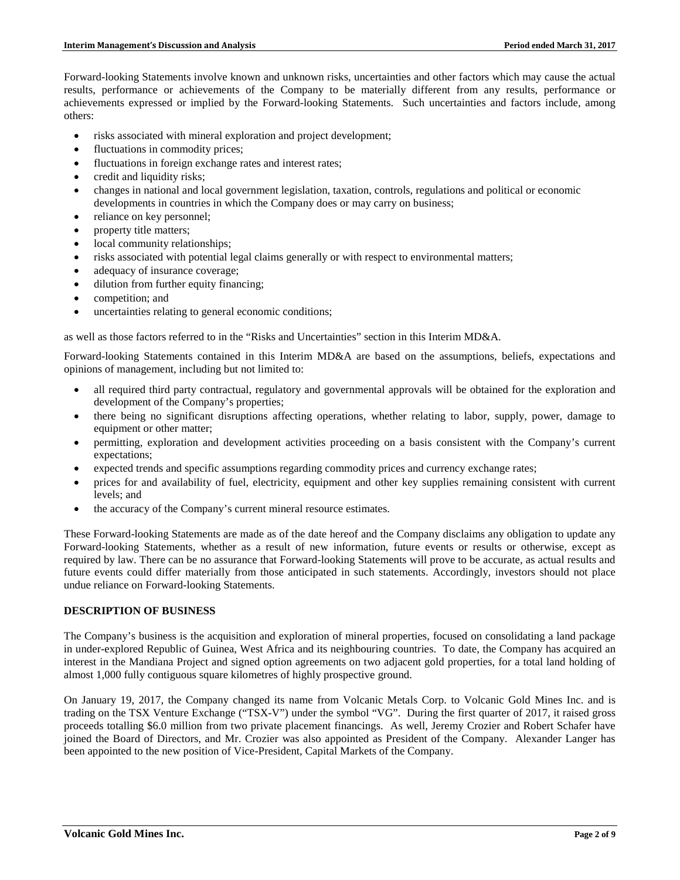Forward-looking Statements involve known and unknown risks, uncertainties and other factors which may cause the actual results, performance or achievements of the Company to be materially different from any results, performance or achievements expressed or implied by the Forward-looking Statements. Such uncertainties and factors include, among others:

- risks associated with mineral exploration and project development;
- fluctuations in commodity prices;
- fluctuations in foreign exchange rates and interest rates;
- credit and liquidity risks;
- changes in national and local government legislation, taxation, controls, regulations and political or economic developments in countries in which the Company does or may carry on business;
- reliance on key personnel;
- property title matters;
- local community relationships;
- risks associated with potential legal claims generally or with respect to environmental matters;
- adequacy of insurance coverage;
- dilution from further equity financing;
- competition; and
- uncertainties relating to general economic conditions;

as well as those factors referred to in the "Risks and Uncertainties" section in this Interim MD&A.

Forward-looking Statements contained in this Interim MD&A are based on the assumptions, beliefs, expectations and opinions of management, including but not limited to:

- all required third party contractual, regulatory and governmental approvals will be obtained for the exploration and development of the Company's properties;
- there being no significant disruptions affecting operations, whether relating to labor, supply, power, damage to equipment or other matter;
- permitting, exploration and development activities proceeding on a basis consistent with the Company's current expectations;
- expected trends and specific assumptions regarding commodity prices and currency exchange rates;
- prices for and availability of fuel, electricity, equipment and other key supplies remaining consistent with current levels; and
- the accuracy of the Company's current mineral resource estimates.

These Forward-looking Statements are made as of the date hereof and the Company disclaims any obligation to update any Forward-looking Statements, whether as a result of new information, future events or results or otherwise, except as required by law. There can be no assurance that Forward-looking Statements will prove to be accurate, as actual results and future events could differ materially from those anticipated in such statements. Accordingly, investors should not place undue reliance on Forward-looking Statements.

## DESCRIPTION OF BUSINESS

The Company's business is the acquisition and exploration of mineral properties, focused on consolidating a land package in under-explored Republic of Guinea, West Africa and its neighbouring countries. To date, the Company has acquired an interest in the Mandiana Project and signed option agreements on two adjacent gold properties, for a total land holding of almost 1,000 fully contiguous square kilometres of highly prospective ground.

On January 19, 2017, the Company changed its name from Volcanic Metals Corp. to Volcanic Gold Mines Inc. and is trading on the TSX Venture Exchange ("TSX-V") under the symbol "VG". During the first quarter of 2017, it raised gross proceeds totalling $6.0 million from two private placement financings. As well, Jeremy Crozier and Robert Schafer have joined the Board of Directors, and Mr. Crozier was also appointed as President of the Company. Alexander Langer has been appointed to the new position of Vice-President, Capital Markets of the Company.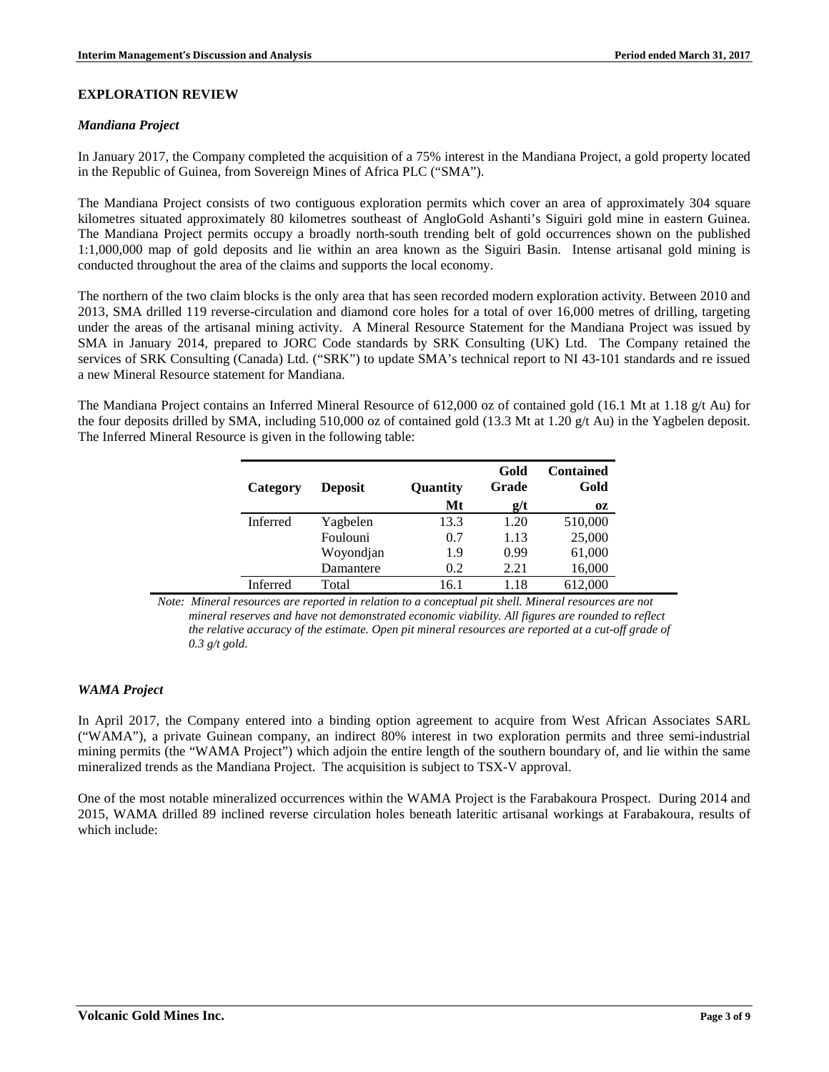## EXPLORATION REVIEW

### *Mandiana Project*

In January 2017, the Company completed the acquisition of a 75% interest in the Mandiana Project, a gold property located in the Republic of Guinea, from Sovereign Mines of Africa PLC ("SMA").

The Mandiana Project consists of two contiguous exploration permits which cover an area of approximately 304 square kilometres situated approximately 80 kilometres southeast of AngloGold Ashanti's Siguiri gold mine in eastern Guinea. The Mandiana Project permits occupy a broadly north-south trending belt of gold occurrences shown on the published 1:1,000,000 map of gold deposits and lie within an area known as the Siguiri Basin. Intense artisanal gold mining is conducted throughout the area of the claims and supports the local economy.

The northern of the two claim blocks is the only area that has seen recorded modern exploration activity. Between 2010 and 2013, SMA drilled 119 reverse-circulation and diamond core holes for a total of over 16,000 metres of drilling, targeting under the areas of the artisanal mining activity. A Mineral Resource Statement for the Mandiana Project was issued by SMA in January 2014, prepared to JORC Code standards by SRK Consulting (UK) Ltd. The Company retained the services of SRK Consulting (Canada) Ltd. ("SRK") to update SMA's technical report to NI 43-101 standards and re issued a new Mineral Resource statement for Mandiana.

The Mandiana Project contains an Inferred Mineral Resource of 612,000 oz of contained gold (16.1 Mt at 1.18 g/t Au) for the four deposits drilled by SMA, including 510,000 oz of contained gold (13.3 Mt at 1.20 g/t Au) in the Yagbelen deposit. The Inferred Mineral Resource is given in the following table:

| Category | Deposit | Quantity | Gold Grade | Contained Gold |
|---|---|---|---|---|
| | | Mt | g/t | oz |
| Inferred | Yagbelen | 13.3 | 1.20 | 510,000 |
| | Foulouni | 0.7 | 1.13 | 25,000 |
| | Woyondjan | 1.9 | 0.99 | 61,000 |
| | Damantere | 0.2 | 2.21 | 16,000 |
| Inferred | Total | 16.1 | 1.18 | 612,000 |

*Note: Mineral resources are reported in relation to a conceptual pit shell. Mineral resources are not mineral reserves and have not demonstrated economic viability. All figures are rounded to reflect the relative accuracy of the estimate. Open pit mineral resources are reported at a cut-off grade of 0.3 g/t gold.*

### *WAMA Project*

In April 2017, the Company entered into a binding option agreement to acquire from West African Associates SARL ("WAMA"), a private Guinean company, an indirect 80% interest in two exploration permits and three semi-industrial mining permits (the "WAMA Project") which adjoin the entire length of the southern boundary of, and lie within the same mineralized trends as the Mandiana Project. The acquisition is subject to TSX-V approval.

One of the most notable mineralized occurrences within the WAMA Project is the Farabakoura Prospect. During 2014 and 2015, WAMA drilled 89 inclined reverse circulation holes beneath lateritic artisanal workings at Farabakoura, results of which include: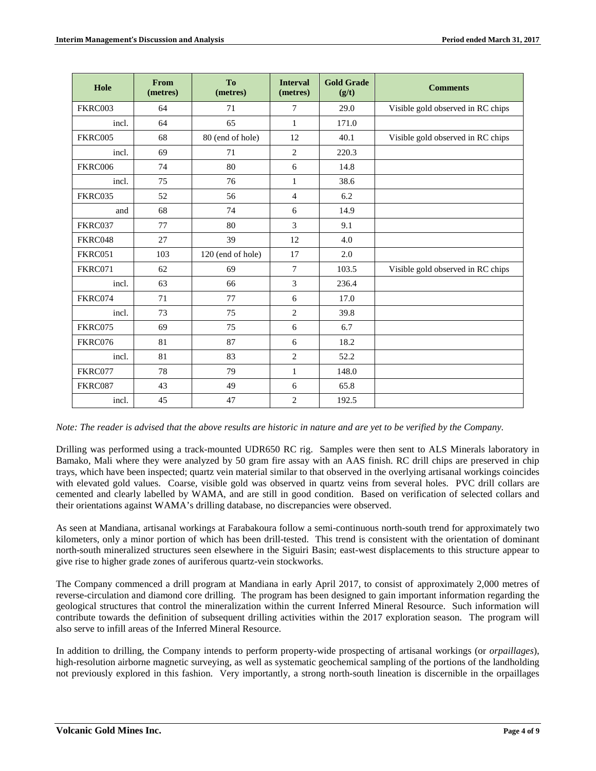| Hole | From (metres) | To (metres) | Interval (metres) | Gold Grade (g/t) | Comments |
|---|---|---|---|---|---|
| FKRC003 | 64 | 71 | 7 | 29.0 | Visible gold observed in RC chips |
| incl. | 64 | 65 | 1 | 171.0 | |
| FKRC005 | 68 | 80 (end of hole) | 12 | 40.1 | Visible gold observed in RC chips |
| incl. | 69 | 71 | 2 | 220.3 | |
| FKRC006 | 74 | 80 | 6 | 14.8 | |
| incl. | 75 | 76 | 1 | 38.6 | |
| FKRC035 | 52 | 56 | 4 | 6.2 | |
| and | 68 | 74 | 6 | 14.9 | |
| FKRC037 | 77 | 80 | 3 | 9.1 | |
| FKRC048 | 27 | 39 | 12 | 4.0 | |
| FKRC051 | 103 | 120 (end of hole) | 17 | 2.0 | |
| FKRC071 | 62 | 69 | 7 | 103.5 | Visible gold observed in RC chips |
| incl. | 63 | 66 | 3 | 236.4 | |
| FKRC074 | 71 | 77 | 6 | 17.0 | |
| incl. | 73 | 75 | 2 | 39.8 | |
| FKRC075 | 69 | 75 | 6 | 6.7 | |
| FKRC076 | 81 | 87 | 6 | 18.2 | |
| incl. | 81 | 83 | 2 | 52.2 | |
| FKRC077 | 78 | 79 | 1 | 148.0 | |
| FKRC087 | 43 | 49 | 6 | 65.8 | |
| incl. | 45 | 47 | 2 | 192.5 | |

*Note: The reader is advised that the above results are historic in nature and are yet to be verified by the Company.*

Drilling was performed using a track-mounted UDR650 RC rig. Samples were then sent to ALS Minerals laboratory in Bamako, Mali where they were analyzed by 50 gram fire assay with an AAS finish. RC drill chips are preserved in chip trays, which have been inspected; quartz vein material similar to that observed in the overlying artisanal workings coincides with elevated gold values. Coarse, visible gold was observed in quartz veins from several holes. PVC drill collars are cemented and clearly labelled by WAMA, and are still in good condition. Based on verification of selected collars and their orientations against WAMA's drilling database, no discrepancies were observed.

As seen at Mandiana, artisanal workings at Farabakoura follow a semi-continuous north-south trend for approximately two kilometers, only a minor portion of which has been drill-tested. This trend is consistent with the orientation of dominant north-south mineralized structures seen elsewhere in the Siguiri Basin; east-west displacements to this structure appear to give rise to higher grade zones of auriferous quartz-vein stockworks.

The Company commenced a drill program at Mandiana in early April 2017, to consist of approximately 2,000 metres of reverse-circulation and diamond core drilling. The program has been designed to gain important information regarding the geological structures that control the mineralization within the current Inferred Mineral Resource. Such information will contribute towards the definition of subsequent drilling activities within the 2017 exploration season. The program will also serve to infill areas of the Inferred Mineral Resource.

In addition to drilling, the Company intends to perform property-wide prospecting of artisanal workings (or *orpaillages*), high-resolution airborne magnetic surveying, as well as systematic geochemical sampling of the portions of the landholding not previously explored in this fashion. Very importantly, a strong north-south lineation is discernible in the orpaillages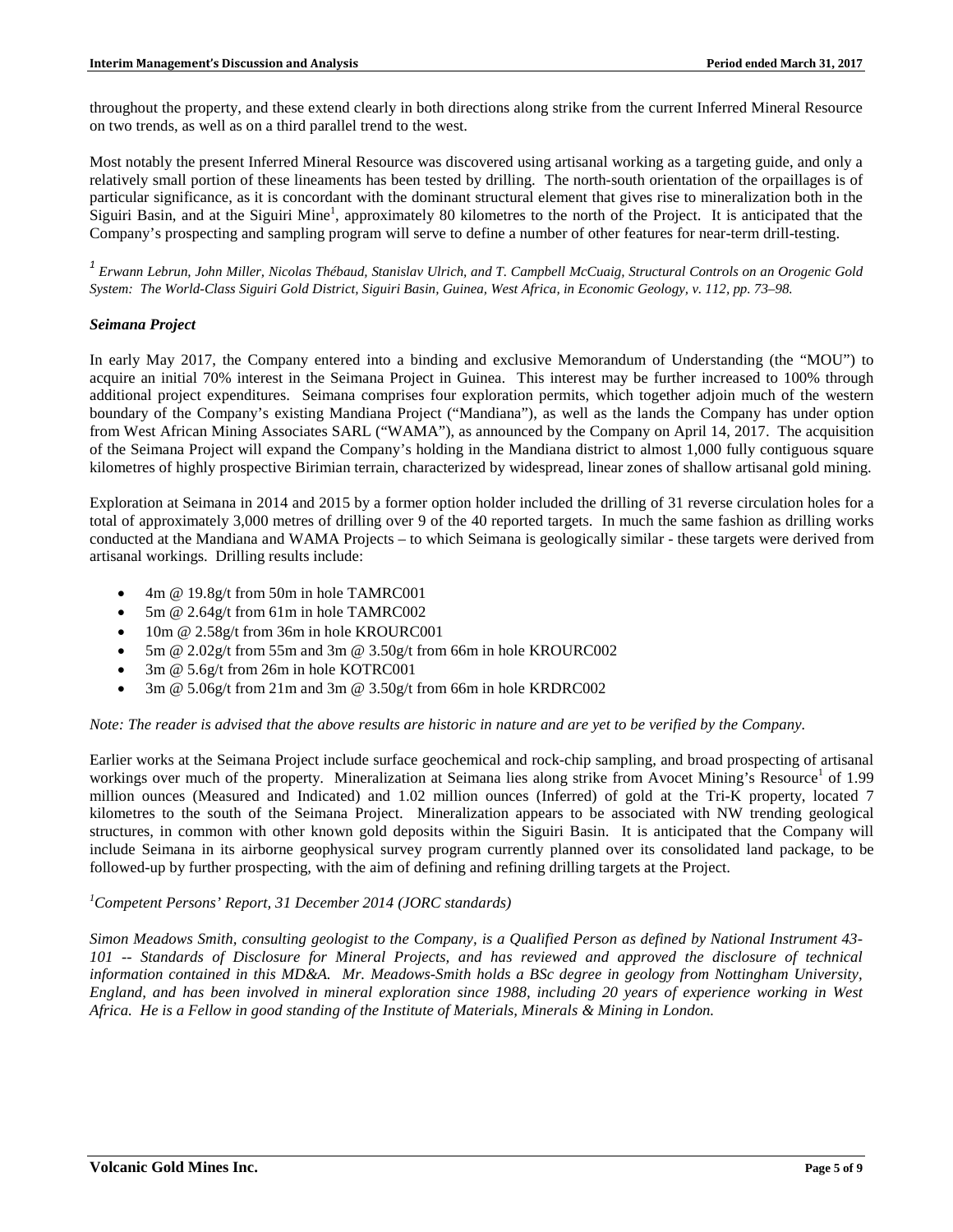throughout the property, and these extend clearly in both directions along strike from the current Inferred Mineral Resource on two trends, as well as on a third parallel trend to the west.

Most notably the present Inferred Mineral Resource was discovered using artisanal working as a targeting guide, and only a relatively small portion of these lineaments has been tested by drilling. The north-south orientation of the orpaillages is of particular significance, as it is concordant with the dominant structural element that gives rise to mineralization both in the Siguiri Basin, and at the Siguiri Mine[1], approximately 80 kilometres to the north of the Project. It is anticipated that the Company's prospecting and sampling program will serve to define a number of other features for near-term drill-testing.

*[1] Erwann Lebrun, John Miller, Nicolas Thébaud, Stanislav Ulrich, and T. Campbell McCuaig, Structural Controls on an Orogenic Gold System: The World-Class Siguiri Gold District, Siguiri Basin, Guinea, West Africa, in Economic Geology, v. 112, pp. 73–98.*

### *Seimana Project*

In early May 2017, the Company entered into a binding and exclusive Memorandum of Understanding (the "MOU") to acquire an initial 70% interest in the Seimana Project in Guinea. This interest may be further increased to 100% through additional project expenditures. Seimana comprises four exploration permits, which together adjoin much of the western boundary of the Company's existing Mandiana Project ("Mandiana"), as well as the lands the Company has under option from West African Mining Associates SARL ("WAMA"), as announced by the Company on April 14, 2017. The acquisition of the Seimana Project will expand the Company's holding in the Mandiana district to almost 1,000 fully contiguous square kilometres of highly prospective Birimian terrain, characterized by widespread, linear zones of shallow artisanal gold mining.

Exploration at Seimana in 2014 and 2015 by a former option holder included the drilling of 31 reverse circulation holes for a total of approximately 3,000 metres of drilling over 9 of the 40 reported targets. In much the same fashion as drilling works conducted at the Mandiana and WAMA Projects – to which Seimana is geologically similar - these targets were derived from artisanal workings. Drilling results include:

- 4m @ 19.8g/t from 50m in hole TAMRC001
- 5m @ 2.64g/t from 61m in hole TAMRC002
- 10m @ 2.58g/t from 36m in hole KROURC001
- 5m @ 2.02g/t from 55m and 3m @ 3.50g/t from 66m in hole KROURC002
- 3m @ 5.6g/t from 26m in hole KOTRC001
- 3m @ 5.06g/t from 21m and 3m @ 3.50g/t from 66m in hole KRDRC002

*Note: The reader is advised that the above results are historic in nature and are yet to be verified by the Company.*

Earlier works at the Seimana Project include surface geochemical and rock-chip sampling, and broad prospecting of artisanal workings over much of the property. Mineralization at Seimana lies along strike from Avocet Mining's Resource[1] of 1.99 million ounces (Measured and Indicated) and 1.02 million ounces (Inferred) of gold at the Tri-K property, located 7 kilometres to the south of the Seimana Project. Mineralization appears to be associated with NW trending geological structures, in common with other known gold deposits within the Siguiri Basin. It is anticipated that the Company will include Seimana in its airborne geophysical survey program currently planned over its consolidated land package, to be followed-up by further prospecting, with the aim of defining and refining drilling targets at the Project.

*[1] Competent Persons' Report, 31 December 2014 (JORC standards)*

*Simon Meadows Smith, consulting geologist to the Company, is a Qualified Person as defined by National Instrument 43-101 -- Standards of Disclosure for Mineral Projects, and has reviewed and approved the disclosure of technical information contained in this MD&A. Mr. Meadows-Smith holds a BSc degree in geology from Nottingham University, England, and has been involved in mineral exploration since 1988, including 20 years of experience working in West Africa. He is a Fellow in good standing of the Institute of Materials, Minerals & Mining in London.*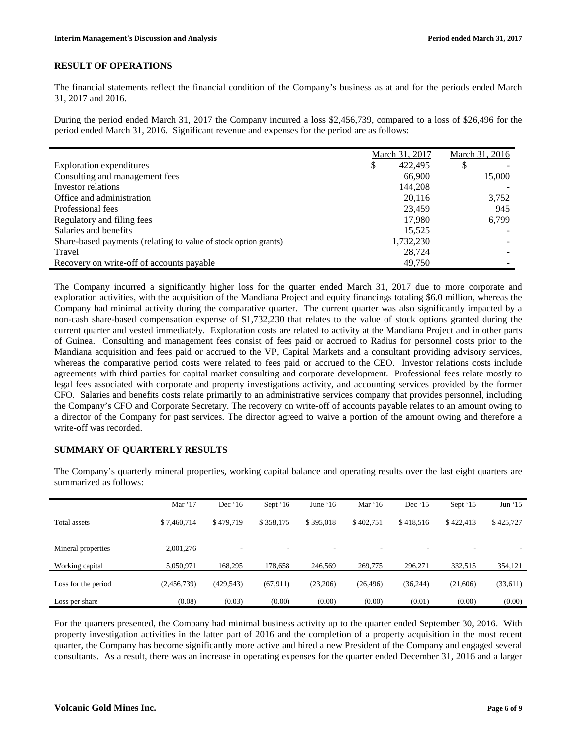## RESULT OF OPERATIONS

The financial statements reflect the financial condition of the Company's business as at and for the periods ended March 31, 2017 and 2016.

During the period ended March 31, 2017 the Company incurred a loss $2,456,739, compared to a loss of $26,496 for the period ended March 31, 2016. Significant revenue and expenses for the period are as follows:

| | March 31, 2017 | March 31, 2016 |
|---|---|---|
| Exploration expenditures | $ 422,495 | $ - |
| Consulting and management fees | 66,900 | 15,000 |
| Investor relations | 144,208 | - |
| Office and administration | 20,116 | 3,752 |
| Professional fees | 23,459 | 945 |
| Regulatory and filing fees | 17,980 | 6,799 |
| Salaries and benefits | 15,525 | - |
| Share-based payments (relating to value of stock option grants) | 1,732,230 | - |
| Travel | 28,724 | - |
| Recovery on write-off of accounts payable | 49,750 | - |

The Company incurred a significantly higher loss for the quarter ended March 31, 2017 due to more corporate and exploration activities, with the acquisition of the Mandiana Project and equity financings totaling $6.0 million, whereas the Company had minimal activity during the comparative quarter. The current quarter was also significantly impacted by a non-cash share-based compensation expense of $1,732,230 that relates to the value of stock options granted during the current quarter and vested immediately. Exploration costs are related to activity at the Mandiana Project and in other parts of Guinea. Consulting and management fees consist of fees paid or accrued to Radius for personnel costs prior to the Mandiana acquisition and fees paid or accrued to the VP, Capital Markets and a consultant providing advisory services, whereas the comparative period costs were related to fees paid or accrued to the CEO. Investor relations costs include agreements with third parties for capital market consulting and corporate development. Professional fees relate mostly to legal fees associated with corporate and property investigations activity, and accounting services provided by the former CFO. Salaries and benefits costs relate primarily to an administrative services company that provides personnel, including the Company's CFO and Corporate Secretary. The recovery on write-off of accounts payable relates to an amount owing to a director of the Company for past services. The director agreed to waive a portion of the amount owing and therefore a write-off was recorded.

## SUMMARY OF QUARTERLY RESULTS

The Company's quarterly mineral properties, working capital balance and operating results over the last eight quarters are summarized as follows:

| | Mar '17 | Dec '16 | Sept '16 | June '16 | Mar '16 | Dec '15 | Sept '15 | Jun '15 |
|---|---|---|---|---|---|---|---|---|
| Total assets | $ 7,460,714 | $ 479,719 | $ 358,175 | $ 395,018 | $ 402,751 | $ 418,516 | $ 422,413 | $ 425,727 |
| Mineral properties | 2,001,276 | - | - | - | - | - | - | - |
| Working capital | 5,050,971 | 168,295 | 178,658 | 246,569 | 269,775 | 296,271 | 332,515 | 354,121 |
| Loss for the period | (2,456,739) | (429,543) | (67,911) | (23,206) | (26,496) | (36,244) | (21,606) | (33,611) |
| Loss per share | (0.08) | (0.03) | (0.00) | (0.00) | (0.00) | (0.01) | (0.00) | (0.00) |

For the quarters presented, the Company had minimal business activity up to the quarter ended September 30, 2016. With property investigation activities in the latter part of 2016 and the completion of a property acquisition in the most recent quarter, the Company has become significantly more active and hired a new President of the Company and engaged several consultants. As a result, there was an increase in operating expenses for the quarter ended December 31, 2016 and a larger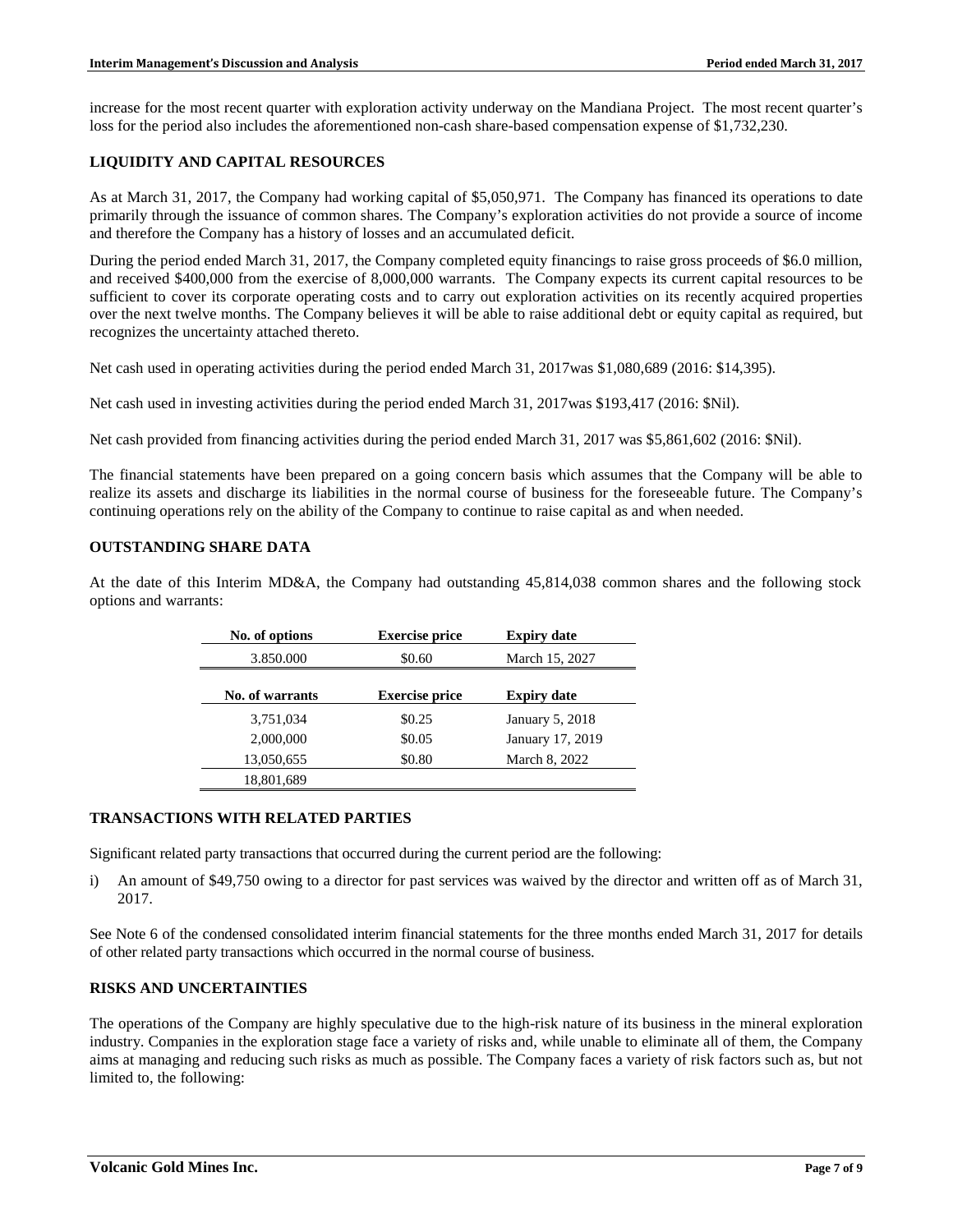increase for the most recent quarter with exploration activity underway on the Mandiana Project. The most recent quarter's loss for the period also includes the aforementioned non-cash share-based compensation expense of $1,732,230.

## LIQUIDITY AND CAPITAL RESOURCES

As at March 31, 2017, the Company had working capital of $5,050,971. The Company has financed its operations to date primarily through the issuance of common shares. The Company's exploration activities do not provide a source of income and therefore the Company has a history of losses and an accumulated deficit.

During the period ended March 31, 2017, the Company completed equity financings to raise gross proceeds of $6.0 million, and received $400,000 from the exercise of 8,000,000 warrants. The Company expects its current capital resources to be sufficient to cover its corporate operating costs and to carry out exploration activities on its recently acquired properties over the next twelve months. The Company believes it will be able to raise additional debt or equity capital as required, but recognizes the uncertainty attached thereto.

Net cash used in operating activities during the period ended March 31, 2017was $1,080,689 (2016: $14,395).

Net cash used in investing activities during the period ended March 31, 2017was $193,417 (2016: $Nil).

Net cash provided from financing activities during the period ended March 31, 2017 was $5,861,602 (2016: $Nil).

The financial statements have been prepared on a going concern basis which assumes that the Company will be able to realize its assets and discharge its liabilities in the normal course of business for the foreseeable future. The Company's continuing operations rely on the ability of the Company to continue to raise capital as and when needed.

## OUTSTANDING SHARE DATA

At the date of this Interim MD&A, the Company had outstanding 45,814,038 common shares and the following stock options and warrants:

| No. of options | Exercise price | Expiry date |
|---|---|---|
| 3.850.000 | $0.60 | March 15, 2027 |

| No. of warrants | Exercise price | Expiry date |
|---|---|---|
| 3,751,034 | $0.25 | January 5, 2018 |
| 2,000,000 | $0.05 | January 17, 2019 |
| 13,050,655 | $0.80 | March 8, 2022 |
| 18,801,689 | | |

## TRANSACTIONS WITH RELATED PARTIES

Significant related party transactions that occurred during the current period are the following:

i) An amount of $49,750 owing to a director for past services was waived by the director and written off as of March 31, 2017.

See Note 6 of the condensed consolidated interim financial statements for the three months ended March 31, 2017 for details of other related party transactions which occurred in the normal course of business.

## RISKS AND UNCERTAINTIES

The operations of the Company are highly speculative due to the high-risk nature of its business in the mineral exploration industry. Companies in the exploration stage face a variety of risks and, while unable to eliminate all of them, the Company aims at managing and reducing such risks as much as possible. The Company faces a variety of risk factors such as, but not limited to, the following: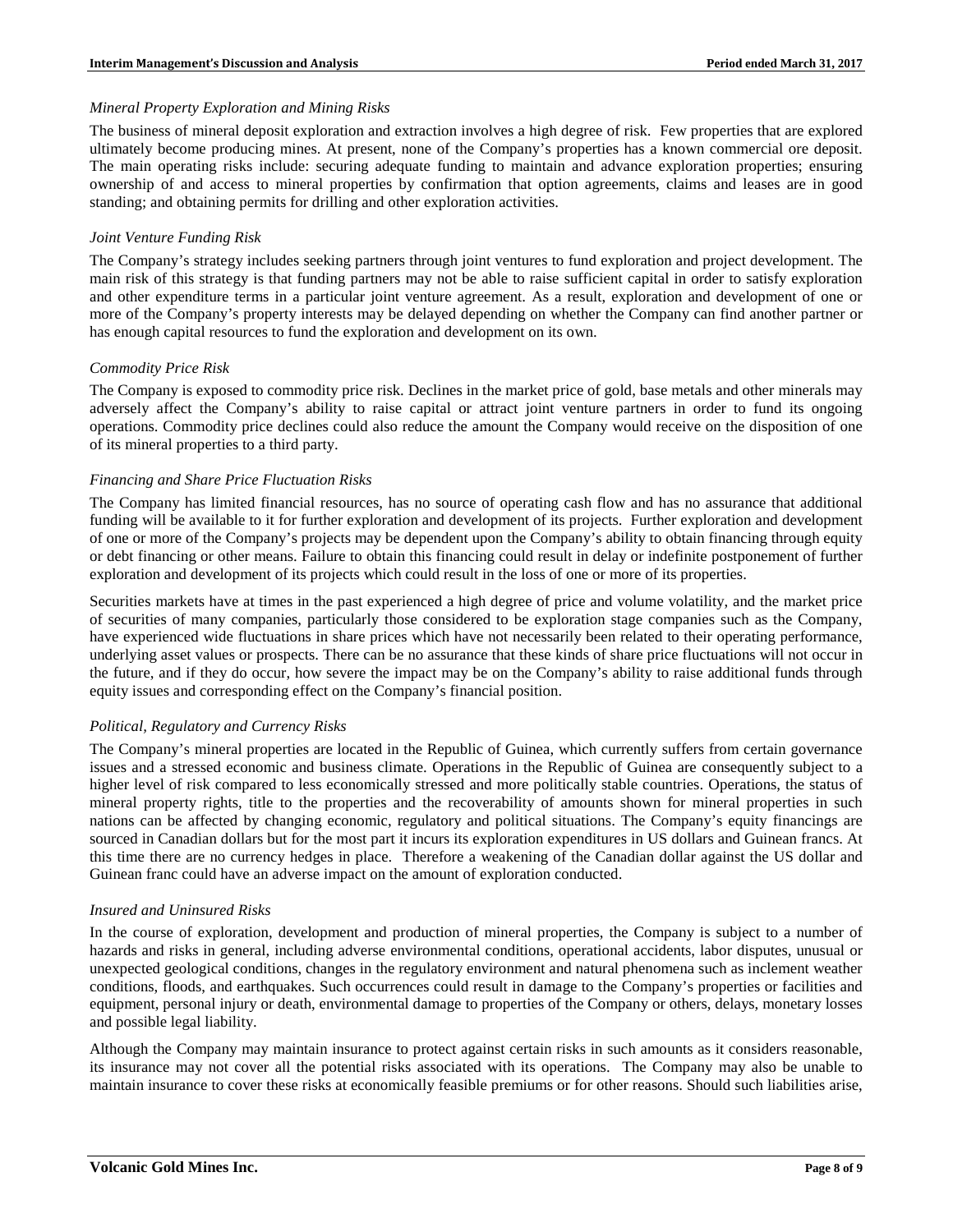*Mineral Property Exploration and Mining Risks*

The business of mineral deposit exploration and extraction involves a high degree of risk. Few properties that are explored ultimately become producing mines. At present, none of the Company's properties has a known commercial ore deposit. The main operating risks include: securing adequate funding to maintain and advance exploration properties; ensuring ownership of and access to mineral properties by confirmation that option agreements, claims and leases are in good standing; and obtaining permits for drilling and other exploration activities.

*Joint Venture Funding Risk*

The Company's strategy includes seeking partners through joint ventures to fund exploration and project development. The main risk of this strategy is that funding partners may not be able to raise sufficient capital in order to satisfy exploration and other expenditure terms in a particular joint venture agreement. As a result, exploration and development of one or more of the Company's property interests may be delayed depending on whether the Company can find another partner or has enough capital resources to fund the exploration and development on its own.

*Commodity Price Risk*

The Company is exposed to commodity price risk. Declines in the market price of gold, base metals and other minerals may adversely affect the Company's ability to raise capital or attract joint venture partners in order to fund its ongoing operations. Commodity price declines could also reduce the amount the Company would receive on the disposition of one of its mineral properties to a third party.

*Financing and Share Price Fluctuation Risks*

The Company has limited financial resources, has no source of operating cash flow and has no assurance that additional funding will be available to it for further exploration and development of its projects. Further exploration and development of one or more of the Company's projects may be dependent upon the Company's ability to obtain financing through equity or debt financing or other means. Failure to obtain this financing could result in delay or indefinite postponement of further exploration and development of its projects which could result in the loss of one or more of its properties.

Securities markets have at times in the past experienced a high degree of price and volume volatility, and the market price of securities of many companies, particularly those considered to be exploration stage companies such as the Company, have experienced wide fluctuations in share prices which have not necessarily been related to their operating performance, underlying asset values or prospects. There can be no assurance that these kinds of share price fluctuations will not occur in the future, and if they do occur, how severe the impact may be on the Company's ability to raise additional funds through equity issues and corresponding effect on the Company's financial position.

*Political, Regulatory and Currency Risks*

The Company's mineral properties are located in the Republic of Guinea, which currently suffers from certain governance issues and a stressed economic and business climate. Operations in the Republic of Guinea are consequently subject to a higher level of risk compared to less economically stressed and more politically stable countries. Operations, the status of mineral property rights, title to the properties and the recoverability of amounts shown for mineral properties in such nations can be affected by changing economic, regulatory and political situations. The Company's equity financings are sourced in Canadian dollars but for the most part it incurs its exploration expenditures in US dollars and Guinean francs. At this time there are no currency hedges in place. Therefore a weakening of the Canadian dollar against the US dollar and Guinean franc could have an adverse impact on the amount of exploration conducted.

*Insured and Uninsured Risks*

In the course of exploration, development and production of mineral properties, the Company is subject to a number of hazards and risks in general, including adverse environmental conditions, operational accidents, labor disputes, unusual or unexpected geological conditions, changes in the regulatory environment and natural phenomena such as inclement weather conditions, floods, and earthquakes. Such occurrences could result in damage to the Company's properties or facilities and equipment, personal injury or death, environmental damage to properties of the Company or others, delays, monetary losses and possible legal liability.

Although the Company may maintain insurance to protect against certain risks in such amounts as it considers reasonable, its insurance may not cover all the potential risks associated with its operations. The Company may also be unable to maintain insurance to cover these risks at economically feasible premiums or for other reasons. Should such liabilities arise,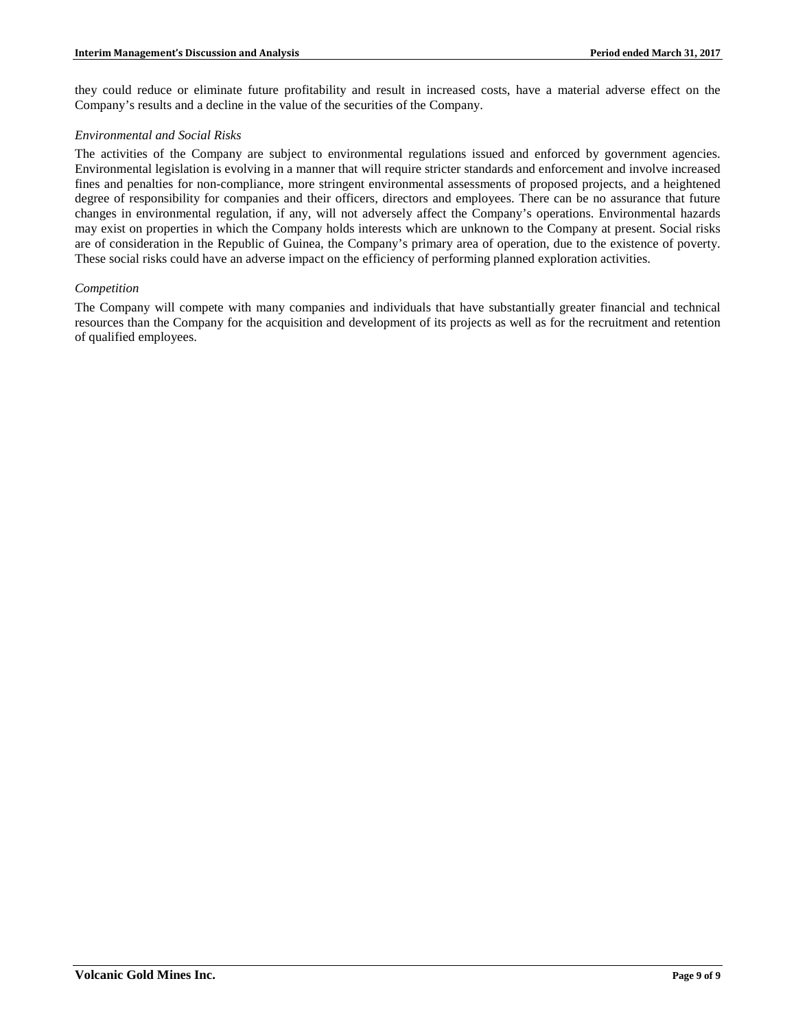they could reduce or eliminate future profitability and result in increased costs, have a material adverse effect on the Company's results and a decline in the value of the securities of the Company.

*Environmental and Social Risks*

The activities of the Company are subject to environmental regulations issued and enforced by government agencies. Environmental legislation is evolving in a manner that will require stricter standards and enforcement and involve increased fines and penalties for non-compliance, more stringent environmental assessments of proposed projects, and a heightened degree of responsibility for companies and their officers, directors and employees. There can be no assurance that future changes in environmental regulation, if any, will not adversely affect the Company's operations. Environmental hazards may exist on properties in which the Company holds interests which are unknown to the Company at present. Social risks are of consideration in the Republic of Guinea, the Company's primary area of operation, due to the existence of poverty. These social risks could have an adverse impact on the efficiency of performing planned exploration activities.

*Competition*

The Company will compete with many companies and individuals that have substantially greater financial and technical resources than the Company for the acquisition and development of its projects as well as for the recruitment and retention of qualified employees.